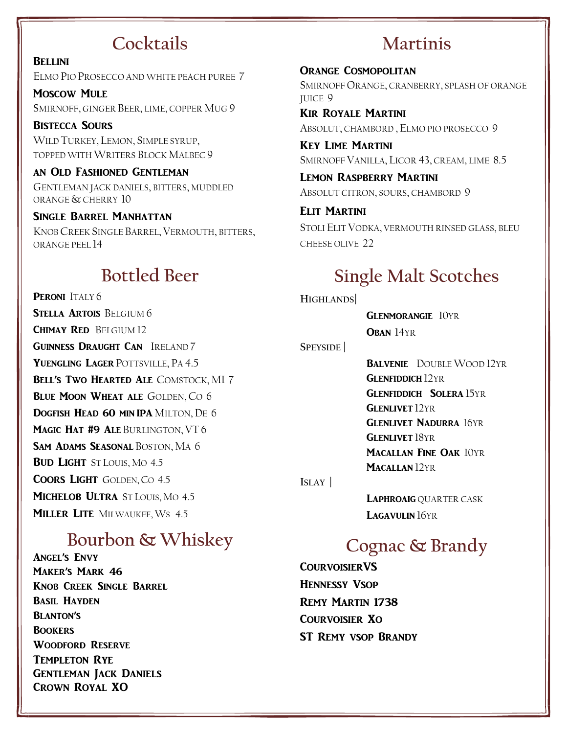## Cocktails

**Bellini**
Elmo Pio Prosecco and white peach puree 7

**Moscow Mule**
Smirnoff, ginger Beer, lime, copper Mug 9

**Bistecca Sours**
Wild Turkey, Lemon, Simple syrup, topped with Writers Block Malbec 9

**an Old Fashioned Gentleman**
Gentleman jack daniels, bitters, muddled orange & cherry 10

**Single Barrel Manhattan**
Knob Creek Single Barrel, Vermouth, bitters, orange peel 14

## Bottled Beer

**Peroni** Italy 6
**Stella Artois** Belgium 6
**Chimay Red** Belgium 12
**Guinness Draught Can** Ireland 7
**Yuengling Lager** Pottsville, PA 4.5
**Bell's Two Hearted Ale** Comstock, MI 7
**Blue Moon Wheat ale** Golden, Co 6
**Dogfish Head 60 min IPA** Milton, De 6
**Magic Hat #9 Ale** Burlington, VT 6
**Sam Adams Seasonal** Boston, Ma 6
**Bud Light** St Louis, Mo 4.5
**Coors Light** Golden, Co 4.5
**Michelob Ultra** St Louis, Mo 4.5
**Miller Lite** Milwaukee, Ws 4.5

## Bourbon & Whiskey

**Angel's Envy**
**Maker's Mark 46**
**Knob Creek Single Barrel**
**Basil Hayden**
**Blanton's**
**Bookers**
**Woodford Reserve**
**Templeton Rye**
**Gentleman Jack Daniels**
**Crown Royal XO**

## Martinis

**Orange Cosmopolitan**
Smirnoff Orange, cranberry, splash of orange juice 9

**Kir Royale Martini**
Absolut, chambord , Elmo pio prosecco 9

**Key Lime Martini**
Smirnoff Vanilla, Licor 43, cream, lime 8.5

**Lemon Raspberry Martini**
Absolut citron, sours, chambord 9

**Elit Martini**
Stoli Elit Vodka, vermouth rinsed glass, bleu cheese olive 22

## Single Malt Scotches

Highlands|

**Glenmorangie** 10yr
**Oban** 14yr

Speyside |

**Balvenie** Double Wood 12yr
**Glenfiddich** 12yr
**Glenfiddich Solera** 15yr
**Glenlivet** 12yr
**Glenlivet Nadurra** 16yr
**Glenlivet** 18yr
**Macallan Fine Oak** 10yr
**Macallan** 12yr

Islay |

**Laphroaig** quarter cask
**Lagavulin** 16yr

## Cognac & Brandy

**CourvoisierVS**
**Hennessy Vsop**
**Remy Martin 1738**
**Courvoisier Xo**
**ST Remy vsop Brandy**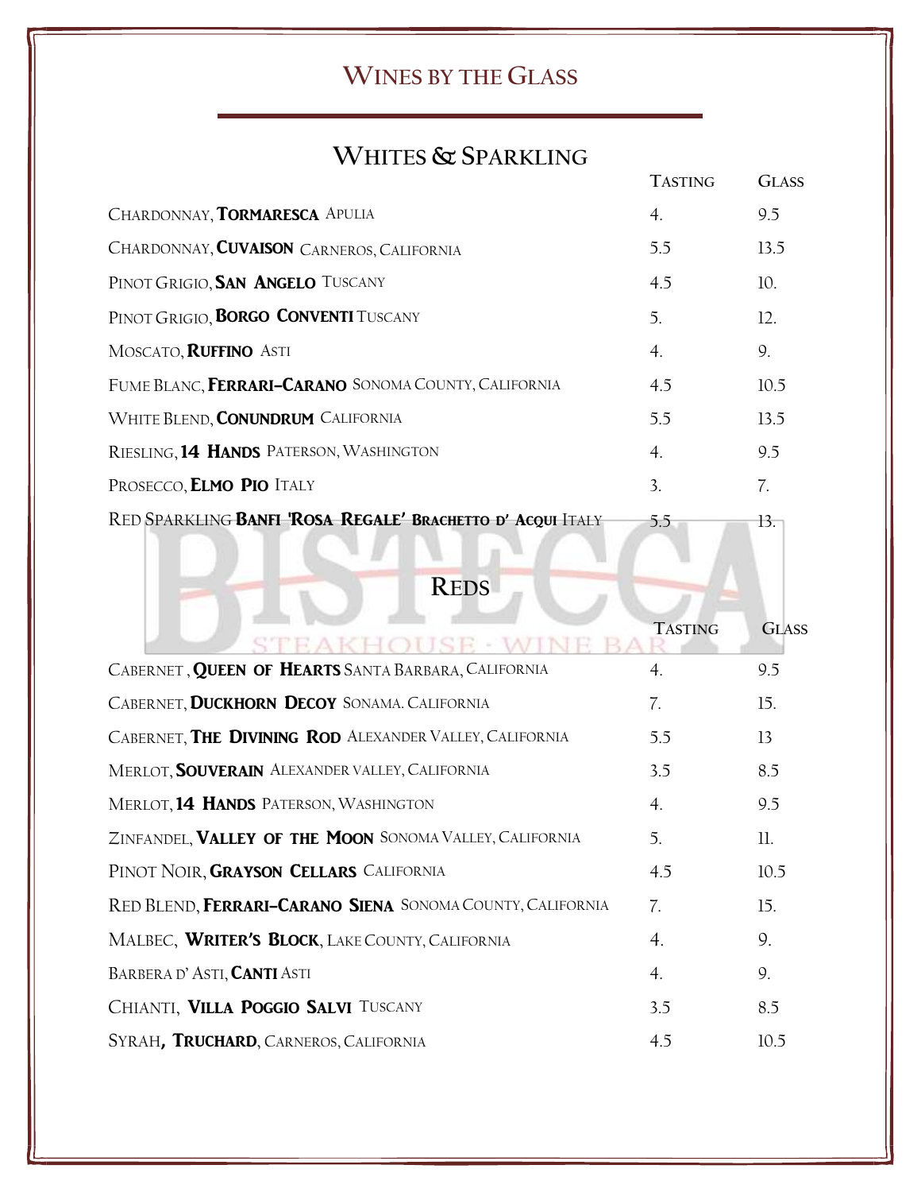# WINES BY THE GLASS

## WHITES & SPARKLING

| | TASTING | GLASS |
|---|---|---|
| CHARDONNAY, **TORMARESCA** APULIA | 4. | 9.5 |
| CHARDONNAY, **CUVAISON** CARNEROS, CALIFORNIA | 5.5 | 13.5 |
| PINOT GRIGIO, **SAN ANGELO** TUSCANY | 4.5 | 10. |
| PINOT GRIGIO, **BORGO CONVENTI** TUSCANY | 5. | 12. |
| MOSCATO, **RUFFINO** ASTI | 4. | 9. |
| FUME BLANC, **FERRARI-CARANO** SONOMA COUNTY, CALIFORNIA | 4.5 | 10.5 |
| WHITE BLEND, **CONUNDRUM** CALIFORNIA | 5.5 | 13.5 |
| RIESLING, **14 HANDS** PATERSON, WASHINGTON | 4. | 9.5 |
| PROSECCO, **ELMO PIO** ITALY | 3. | 7. |
| RED SPARKLING **BANFI 'ROSA REGALE' BRACHETTO D' ACQUI** ITALY | 5.5 | 13. |

## REDS

| | TASTING | GLASS |
|---|---|---|
| CABERNET , **QUEEN OF HEARTS** SANTA BARBARA, CALIFORNIA | 4. | 9.5 |
| CABERNET, **DUCKHORN DECOY** SONAMA. CALIFORNIA | 7. | 15. |
| CABERNET, **THE DIVINING ROD** ALEXANDER VALLEY, CALIFORNIA | 5.5 | 13 |
| MERLOT, **SOUVERAIN** ALEXANDER VALLEY, CALIFORNIA | 3.5 | 8.5 |
| MERLOT, **14 HANDS** PATERSON, WASHINGTON | 4. | 9.5 |
| ZINFANDEL, **VALLEY OF THE MOON** SONOMA VALLEY, CALIFORNIA | 5. | 11. |
| PINOT NOIR, **GRAYSON CELLARS** CALIFORNIA | 4.5 | 10.5 |
| RED BLEND, **FERRARI-CARANO SIENA** SONOMA COUNTY, CALIFORNIA | 7. | 15. |
| MALBEC, **WRITER'S BLOCK**, LAKE COUNTY, CALIFORNIA | 4. | 9. |
| BARBERA D' ASTI, **CANTI** ASTI | 4. | 9. |
| CHIANTI, **VILLA POGGIO SALVI** TUSCANY | 3.5 | 8.5 |
| SYRAH, **TRUCHARD**, CARNEROS, CALIFORNIA | 4.5 | 10.5 |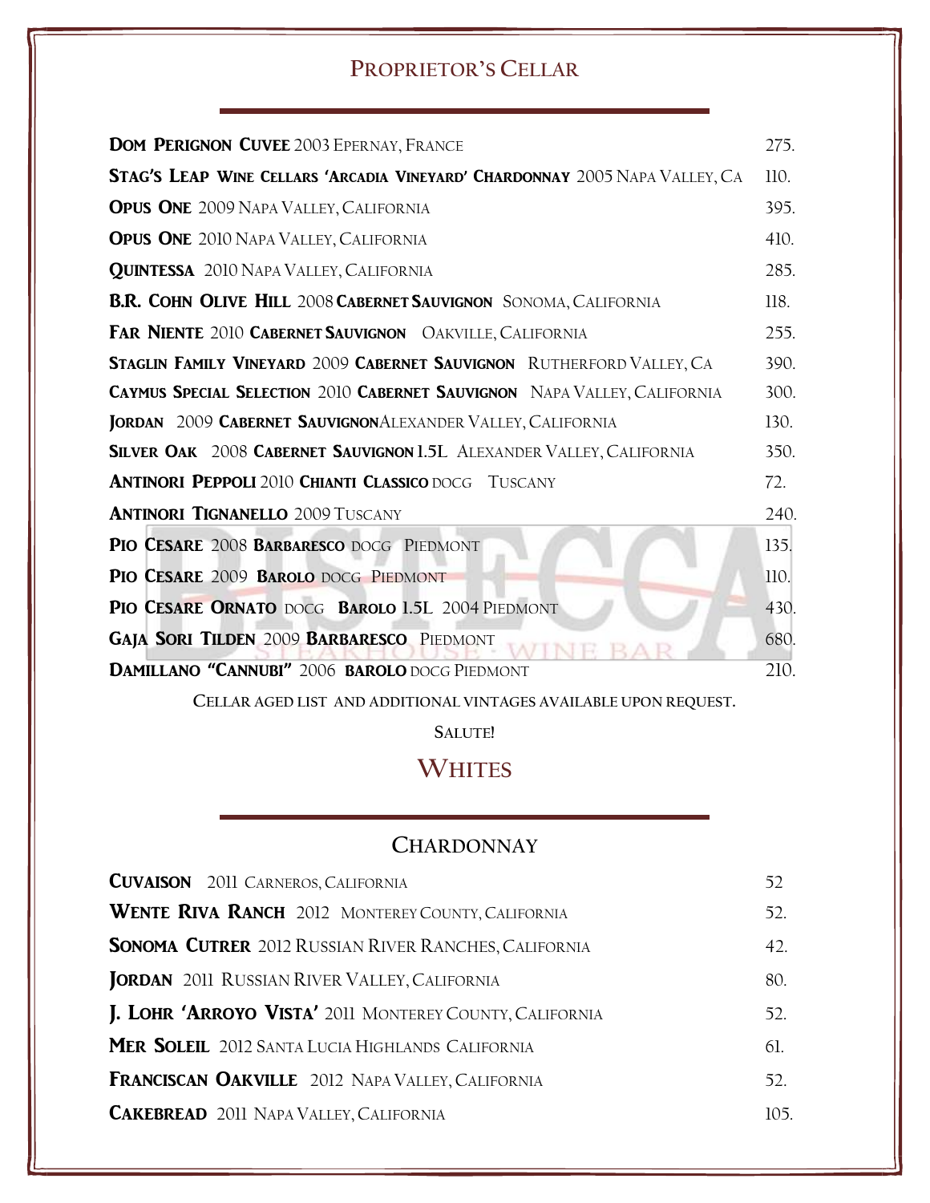## Proprietor's Cellar

| Wine | Price |
|---|---|
| **Dom Perignon Cuvee** 2003 Epernay, France | 275. |
| **Stag's Leap Wine Cellars 'Arcadia Vineyard' Chardonnay** 2005 Napa Valley, CA | 110. |
| **Opus One** 2009 Napa Valley, California | 395. |
| **Opus One** 2010 Napa Valley, California | 410. |
| **Quintessa** 2010 Napa Valley, California | 285. |
| **B.R. Cohn Olive Hill** 2008 **Cabernet Sauvignon** Sonoma, California | 118. |
| **Far Niente** 2010 **Cabernet Sauvignon** Oakville, California | 255. |
| **Staglin Family Vineyard** 2009 **Cabernet Sauvignon** Rutherford Valley, CA | 390. |
| **Caymus Special Selection** 2010 **Cabernet Sauvignon** Napa Valley, California | 300. |
| **Jordan** 2009 **Cabernet Sauvignon** Alexander Valley, California | 130. |
| **Silver Oak** 2008 **Cabernet Sauvignon 1.5L** Alexander Valley, California | 350. |
| **Antinori Peppoli** 2010 **Chianti Classico** DOCG Tuscany | 72. |
| **Antinori Tignanello** 2009 Tuscany | 240. |
| **Pio Cesare** 2008 **Barbaresco** DOCG Piedmont | 135. |
| **Pio Cesare** 2009 **Barolo** DOCG Piedmont | 110. |
| **Pio Cesare Ornato** DOCG **Barolo 1.5L** 2004 Piedmont | 430. |
| **Gaja Sori Tilden** 2009 **Barbaresco** Piedmont | 680. |
| **Damillano "Cannubi"** 2006 **Barolo** DOCG Piedmont | 210. |

Cellar aged list and additional vintages available upon request.

Salute!

# Whites

## Chardonnay

| Wine | Price |
|---|---|
| **Cuvaison** 2011 Carneros, California | 52 |
| **Wente Riva Ranch** 2012 Monterey County, California | 52. |
| **Sonoma Cutrer** 2012 Russian River Ranches, California | 42. |
| **Jordan** 2011 Russian River Valley, California | 80. |
| **J. Lohr 'Arroyo Vista'** 2011 Monterey County, California | 52. |
| **Mer Soleil** 2012 Santa Lucia Highlands California | 61. |
| **Franciscan Oakville** 2012 Napa Valley, California | 52. |
| **Cakebread** 2011 Napa Valley, California | 105. |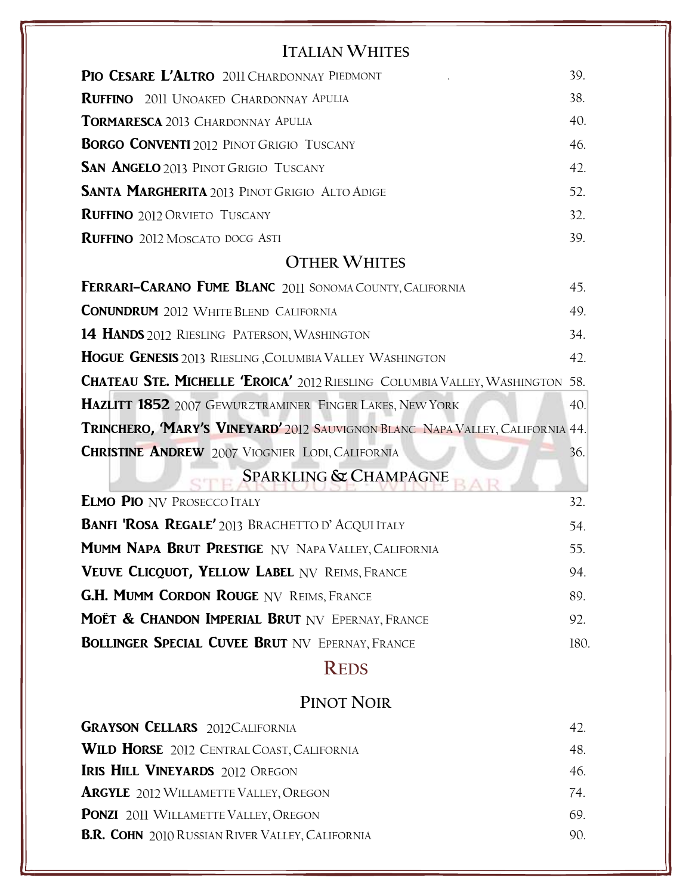## Italian Whites

| Wine | Price |
|---|---|
| **Pio Cesare L'Altro** 2011 Chardonnay Piedmont | 39. |
| **Ruffino** 2011 Unoaked Chardonnay Apulia | 38. |
| **Tormaresca** 2013 Chardonnay Apulia | 40. |
| **Borgo Conventi** 2012 Pinot Grigio Tuscany | 46. |
| **San Angelo** 2013 Pinot Grigio Tuscany | 42. |
| **Santa Margherita** 2013 Pinot Grigio Alto Adige | 52. |
| **Ruffino** 2012 Orvieto Tuscany | 32. |
| **Ruffino** 2012 Moscato docg Asti | 39. |

## Other Whites

| Wine | Price |
|---|---|
| **Ferrari-Carano Fume Blanc** 2011 Sonoma County, California | 45. |
| **Conundrum** 2012 White Blend California | 49. |
| **14 Hands** 2012 Riesling Paterson, Washington | 34. |
| **Hogue Genesis** 2013 Riesling ,Columbia Valley Washington | 42. |
| **Chateau Ste. Michelle 'Eroica'** 2012 Riesling Columbia Valley, Washington | 58. |
| **Hazlitt 1852** 2007 Gewurztraminer Finger Lakes, New York | 40. |
| **Trinchero, 'Mary's Vineyard'** 2012 Sauvignon Blanc Napa Valley, California | 44. |
| **Christine Andrew** 2007 Viognier Lodi, California | 36. |

## Sparkling & Champagne

| Wine | Price |
|---|---|
| **Elmo Pio** NV Prosecco Italy | 32. |
| **Banfi 'Rosa Regale'** 2013 Brachetto d' Acqui Italy | 54. |
| **Mumm Napa Brut Prestige** NV Napa Valley, California | 55. |
| **Veuve Clicquot, Yellow Label** NV Reims, France | 94. |
| **G.H. Mumm Cordon Rouge** NV Reims, France | 89. |
| **Moët & Chandon Imperial Brut** NV Epernay, France | 92. |
| **Bollinger Special Cuvee Brut** NV Epernay, France | 180. |

# Reds

## Pinot Noir

| Wine | Price |
|---|---|
| **Grayson Cellars** 2012California | 42. |
| **Wild Horse** 2012 Central Coast, California | 48. |
| **Iris Hill Vineyards** 2012 Oregon | 46. |
| **Argyle** 2012 Willamette Valley, Oregon | 74. |
| **Ponzi** 2011 Willamette Valley, Oregon | 69. |
| **B.R. Cohn** 2010 Russian River Valley, California | 90. |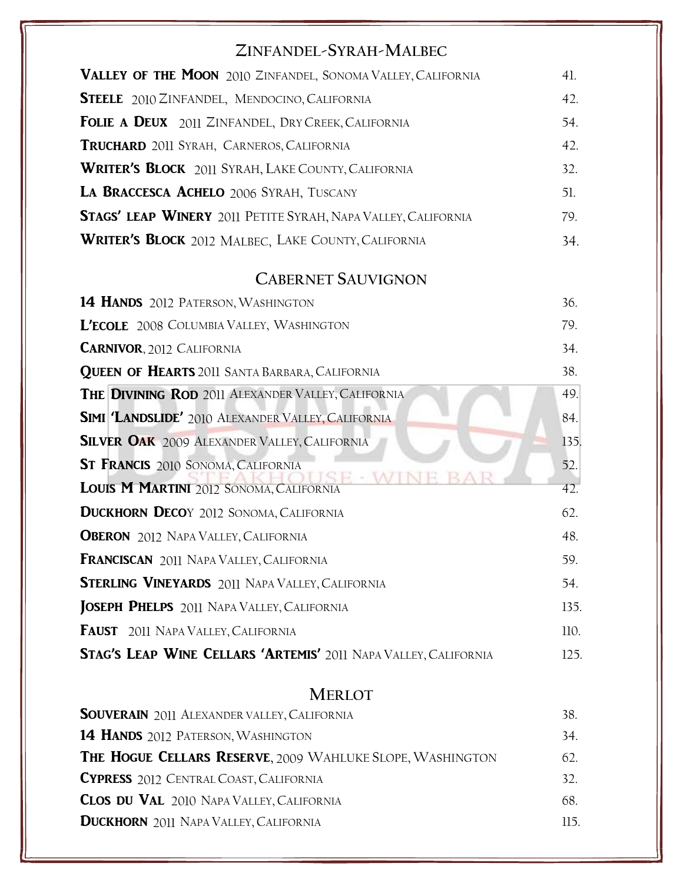## Zinfandel-Syrah-Malbec

| | |
|---|---|
| **Valley of the Moon** 2010 Zinfandel, Sonoma Valley, California | 41. |
| **Steele** 2010 Zinfandel, Mendocino, California | 42. |
| **Folie a Deux** 2011 Zinfandel, Dry Creek, California | 54. |
| **Truchard** 2011 Syrah, Carneros, California | 42. |
| **Writer's Block** 2011 Syrah, Lake County, California | 32. |
| **La Braccesca Achelo** 2006 Syrah, Tuscany | 51. |
| **Stags' leap Winery** 2011 Petite Syrah, Napa Valley, California | 79. |
| **Writer's Block** 2012 Malbec, Lake County, California | 34. |

## Cabernet Sauvignon

| | |
|---|---|
| **14 Hands** 2012 Paterson, Washington | 36. |
| **L'Ecole** 2008 Columbia Valley, Washington | 79. |
| **Carnivor**, 2012 California | 34. |
| **Queen of Hearts** 2011 Santa Barbara, California | 38. |
| **The Divining Rod** 2011 Alexander Valley, California | 49. |
| **Simi 'Landslide'** 2010 Alexander Valley, California | 84. |
| **Silver Oak** 2009 Alexander Valley, California | 135. |
| **St Francis** 2010 Sonoma, California | 52. |
| **Louis M Martini** 2012 Sonoma, California | 42. |
| **Duckhorn Decoy** 2012 Sonoma, California | 62. |
| **Oberon** 2012 Napa Valley, California | 48. |
| **Franciscan** 2011 Napa Valley, California | 59. |
| **Sterling Vineyards** 2011 Napa Valley, California | 54. |
| **Joseph Phelps** 2011 Napa Valley, California | 135. |
| **Faust** 2011 Napa Valley, California | 110. |
| **Stag's Leap Wine Cellars 'Artemis'** 2011 Napa Valley, California | 125. |

## Merlot

| | |
|---|---|
| **Souverain** 2011 Alexander valley, California | 38. |
| **14 Hands** 2012 Paterson, Washington | 34. |
| **The Hogue Cellars Reserve**, 2009 Wahluke Slope, Washington | 62. |
| **Cypress** 2012 Central Coast, California | 32. |
| **Clos du Val** 2010 Napa Valley, California | 68. |
| **Duckhorn** 2011 Napa Valley, California | 115. |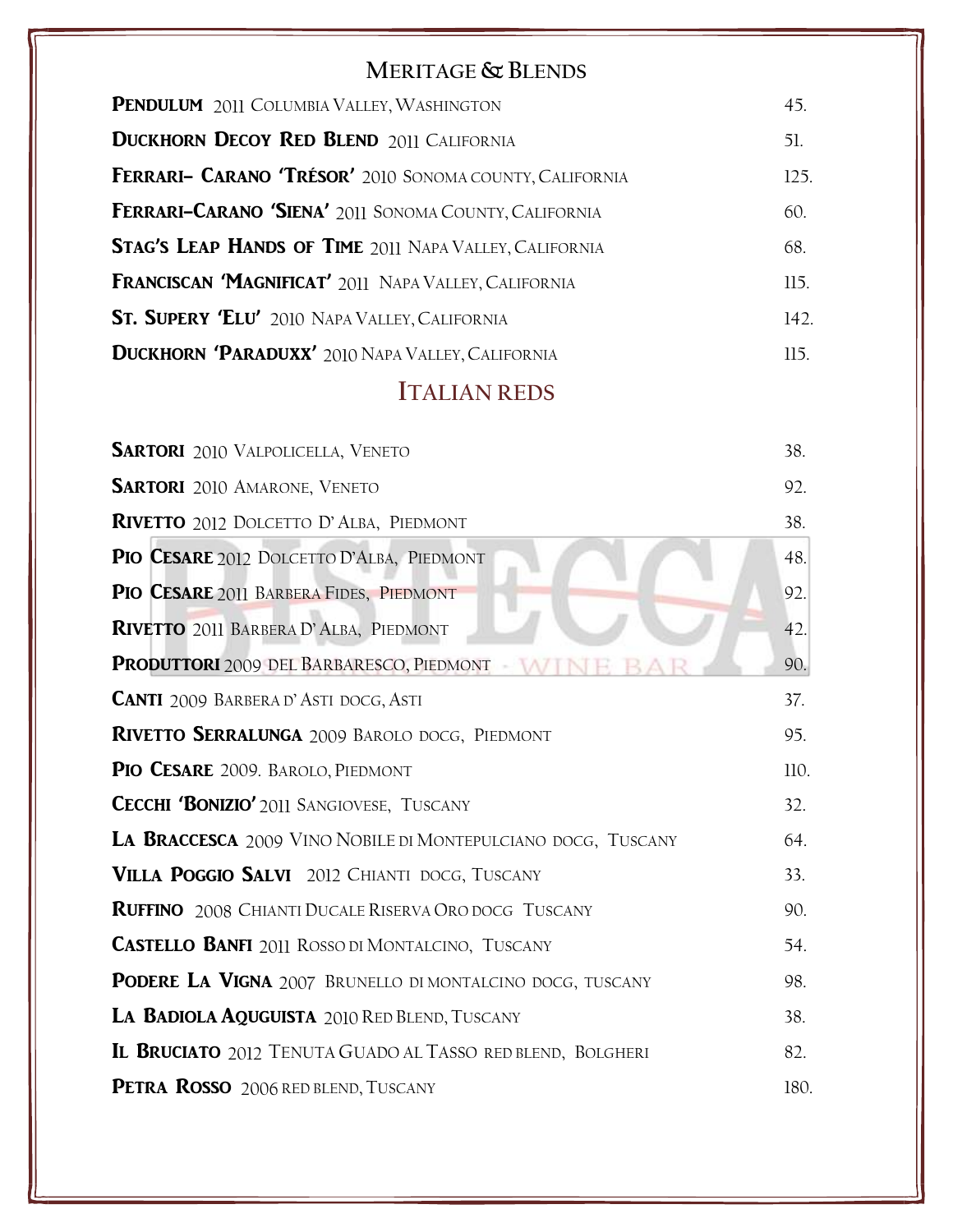## Meritage & Blends

| | |
|---|---|
| **Pendulum** 2011 Columbia Valley, Washington | 45. |
| **Duckhorn Decoy Red Blend** 2011 California | 51. |
| **Ferrari– Carano 'Trésor'** 2010 Sonoma county, California | 125. |
| **Ferrari–Carano 'Siena'** 2011 Sonoma County, California | 60. |
| **Stag's Leap Hands of Time** 2011 Napa Valley, California | 68. |
| **Franciscan 'Magnificat'** 2011 Napa Valley, California | 115. |
| **St. Supery 'Elu'** 2010 Napa Valley, California | 142. |
| **Duckhorn 'Paraduxx'** 2010 Napa Valley, California | 115. |

## Italian reds

| | |
|---|---|
| **Sartori** 2010 Valpolicella, Veneto | 38. |
| **Sartori** 2010 Amarone, Veneto | 92. |
| **Rivetto** 2012 Dolcetto D' Alba, Piedmont | 38. |
| **Pio Cesare** 2012 Dolcetto D'Alba, Piedmont | 48. |
| **Pio Cesare** 2011 Barbera Fides, Piedmont | 92. |
| **Rivetto** 2011 Barbera D' Alba, Piedmont | 42. |
| **Produttori** 2009 del Barbaresco, Piedmont | 90. |
| **Canti** 2009 Barbera d' Asti docg, Asti | 37. |
| **Rivetto Serralunga** 2009 Barolo docg, Piedmont | 95. |
| **Pio Cesare** 2009. Barolo, Piedmont | 110. |
| **Cecchi 'Bonizio'** 2011 Sangiovese, Tuscany | 32. |
| **La Braccesca** 2009 Vino Nobile di Montepulciano docg, Tuscany | 64. |
| **Villa Poggio Salvi** 2012 Chianti docg, Tuscany | 33. |
| **Ruffino** 2008 Chianti Ducale Riserva Oro docg Tuscany | 90. |
| **Castello Banfi** 2011 Rosso di Montalcino, Tuscany | 54. |
| **Podere La Vigna** 2007 Brunello di montalcino docg, tuscany | 98. |
| **La Badiola Aquguista** 2010 Red Blend, Tuscany | 38. |
| **Il Bruciato** 2012 Tenuta Guado al Tasso red blend, Bolgheri | 82. |
| **Petra Rosso** 2006 red blend, Tuscany | 180. |